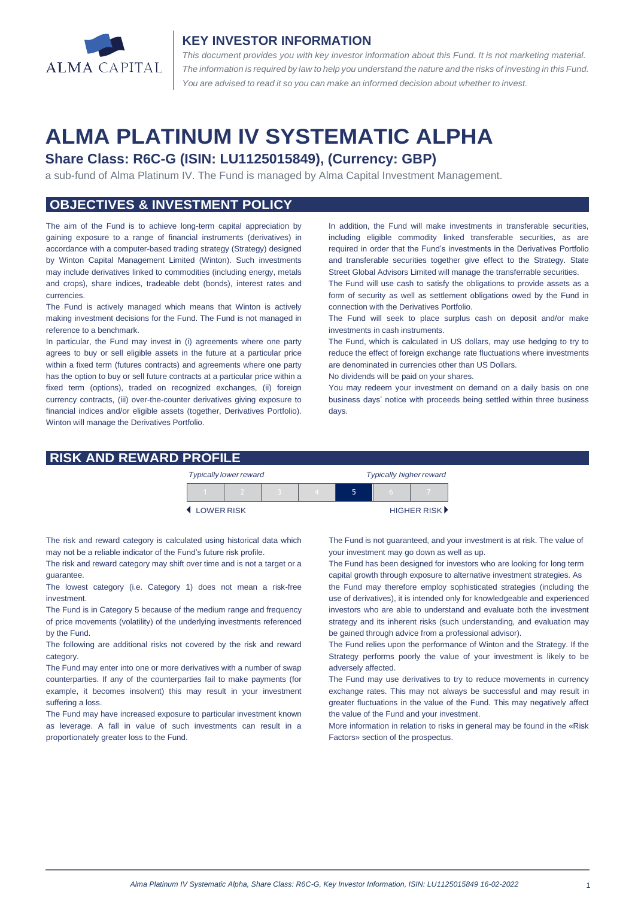## KEY INVESTOR INFORMATION

*This document provides you with key investor information about this Fund. It is not marketing material. The information is required by law to help you understand the nature and the risks of investing in this Fund. You are advised to read it so you can make an informed decision about whether to invest.*

# ALMA PLATINUM IV SYSTEMATIC ALPHA

### Share Class: R6C-G (ISIN: LU1125015849), (Currency: GBP)

a sub-fund of Alma Platinum IV. The Fund is managed by Alma Capital Investment Management.

## OBJECTIVES & INVESTMENT POLICY

The aim of the Fund is to achieve long-term capital appreciation by gaining exposure to a range of financial instruments (derivatives) in accordance with a computer-based trading strategy (Strategy) designed by Winton Capital Management Limited (Winton). Such investments may include derivatives linked to commodities (including energy, metals and crops), share indices, tradeable debt (bonds), interest rates and currencies.

The Fund is actively managed which means that Winton is actively making investment decisions for the Fund. The Fund is not managed in reference to a benchmark.

In particular, the Fund may invest in (i) agreements where one party agrees to buy or sell eligible assets in the future at a particular price within a fixed term (futures contracts) and agreements where one party has the option to buy or sell future contracts at a particular price within a fixed term (options), traded on recognized exchanges, (ii) foreign currency contracts, (iii) over-the-counter derivatives giving exposure to financial indices and/or eligible assets (together, Derivatives Portfolio). Winton will manage the Derivatives Portfolio.

In addition, the Fund will make investments in transferable securities, including eligible commodity linked transferable securities, as are required in order that the Fund's investments in the Derivatives Portfolio and transferable securities together give effect to the Strategy. State Street Global Advisors Limited will manage the transferrable securities.

The Fund will use cash to satisfy the obligations to provide assets as a form of security as well as settlement obligations owed by the Fund in connection with the Derivatives Portfolio.

The Fund will seek to place surplus cash on deposit and/or make investments in cash instruments.

The Fund, which is calculated in US dollars, may use hedging to try to reduce the effect of foreign exchange rate fluctuations where investments are denominated in currencies other than US Dollars.

No dividends will be paid on your shares.

You may redeem your investment on demand on a daily basis on one business days' notice with proceeds being settled within three business days.

## RISK AND REWARD PROFILE

| *Typically lower reward* | | | | | | *Typically higher reward* |
|---|---|---|---|---|---|---|
| 1 | 2 | 3 | 4 | **5** | 6 | 7 |
| ◀ LOWER RISK | | | | | | HIGHER RISK ▶ |

The risk and reward category is calculated using historical data which may not be a reliable indicator of the Fund's future risk profile.

The risk and reward category may shift over time and is not a target or a guarantee.

The lowest category (i.e. Category 1) does not mean a risk-free investment.

The Fund is in Category 5 because of the medium range and frequency of price movements (volatility) of the underlying investments referenced by the Fund.

The following are additional risks not covered by the risk and reward category.

The Fund may enter into one or more derivatives with a number of swap counterparties. If any of the counterparties fail to make payments (for example, it becomes insolvent) this may result in your investment suffering a loss.

The Fund may have increased exposure to particular investment known as leverage. A fall in value of such investments can result in a proportionately greater loss to the Fund.

The Fund is not guaranteed, and your investment is at risk. The value of your investment may go down as well as up.

The Fund has been designed for investors who are looking for long term capital growth through exposure to alternative investment strategies. As the Fund may therefore employ sophisticated strategies (including the use of derivatives), it is intended only for knowledgeable and experienced investors who are able to understand and evaluate both the investment strategy and its inherent risks (such understanding, and evaluation may be gained through advice from a professional advisor).

The Fund relies upon the performance of Winton and the Strategy. If the Strategy performs poorly the value of your investment is likely to be adversely affected.

The Fund may use derivatives to try to reduce movements in currency exchange rates. This may not always be successful and may result in greater fluctuations in the value of the Fund. This may negatively affect the value of the Fund and your investment.

More information in relation to risks in general may be found in the «Risk Factors» section of the prospectus.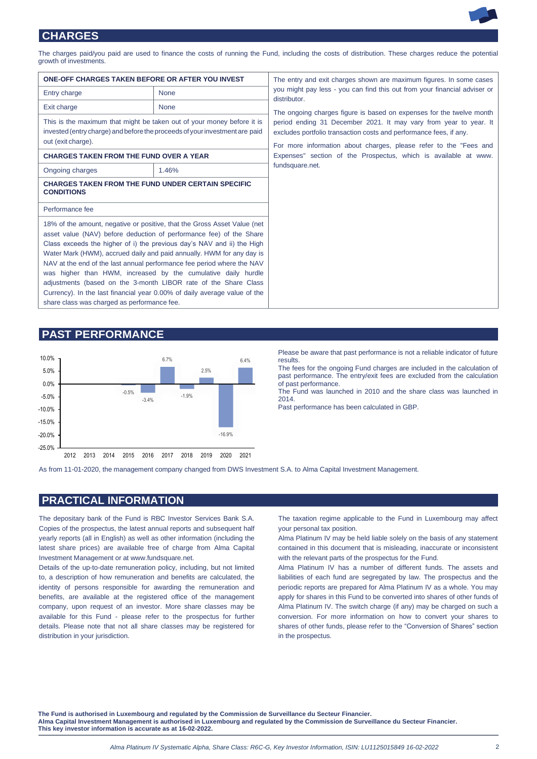## CHARGES

The charges paid/you paid are used to finance the costs of running the Fund, including the costs of distribution. These charges reduce the potential growth of investments.

| ONE-OFF CHARGES TAKEN BEFORE OR AFTER YOU INVEST | |
|---|---|
| Entry charge | None |
| Exit charge | None |
| This is the maximum that might be taken out of your money before it is invested (entry charge) and before the proceeds of your investment are paid out (exit charge). | |
| **CHARGES TAKEN FROM THE FUND OVER A YEAR** | |
| Ongoing charges | 1.46% |
| **CHARGES TAKEN FROM THE FUND UNDER CERTAIN SPECIFIC CONDITIONS** | |
| Performance fee | |
| 18% of the amount, negative or positive, that the Gross Asset Value (net asset value (NAV) before deduction of performance fee) of the Share Class exceeds the higher of i) the previous day's NAV and ii) the High Water Mark (HWM), accrued daily and paid annually. HWM for any day is NAV at the end of the last annual performance fee period where the NAV was higher than HWM, increased by the cumulative daily hurdle adjustments (based on the 3-month LIBOR rate of the Share Class Currency). In the last financial year 0.00% of daily average value of the share class was charged as performance fee. | |

The entry and exit charges shown are maximum figures. In some cases you might pay less - you can find this out from your financial adviser or distributor.

The ongoing charges figure is based on expenses for the twelve month period ending 31 December 2021. It may vary from year to year. It excludes portfolio transaction costs and performance fees, if any.

For more information about charges, please refer to the "Fees and Expenses" section of the Prospectus, which is available at www.fundsquare.net.

## PAST PERFORMANCE

10.0%
5.0%
0.0%
-5.0%
-10.0%
-15.0%
-20.0%
-25.0%

2012 2013 2014 2015 2016 2017 2018 2019 2020 2021

-0.5% -3.4% 6.7% -1.9% 2.5% -16.9% 6.4%

Please be aware that past performance is not a reliable indicator of future results.

The fees for the ongoing Fund charges are included in the calculation of past performance. The entry/exit fees are excluded from the calculation of past performance.

The Fund was launched in 2010 and the share class was launched in 2014.

Past performance has been calculated in GBP.

As from 11-01-2020, the management company changed from DWS Investment S.A. to Alma Capital Investment Management.

## PRACTICAL INFORMATION

The depositary bank of the Fund is RBC Investor Services Bank S.A. Copies of the prospectus, the latest annual reports and subsequent half yearly reports (all in English) as well as other information (including the latest share prices) are available free of charge from Alma Capital Investment Management or at www.fundsquare.net.

Details of the up-to-date remuneration policy, including, but not limited to, a description of how remuneration and benefits are calculated, the identity of persons responsible for awarding the remuneration and benefits, are available at the registered office of the management company, upon request of an investor. More share classes may be available for this Fund - please refer to the prospectus for further details. Please note that not all share classes may be registered for distribution in your jurisdiction.

The taxation regime applicable to the Fund in Luxembourg may affect your personal tax position.

Alma Platinum IV may be held liable solely on the basis of any statement contained in this document that is misleading, inaccurate or inconsistent with the relevant parts of the prospectus for the Fund.

Alma Platinum IV has a number of different funds. The assets and liabilities of each fund are segregated by law. The prospectus and the periodic reports are prepared for Alma Platinum IV as a whole. You may apply for shares in this Fund to be converted into shares of other funds of Alma Platinum IV. The switch charge (if any) may be charged on such a conversion. For more information on how to convert your shares to shares of other funds, please refer to the "Conversion of Shares" section in the prospectus.

**The Fund is authorised in Luxembourg and regulated by the Commission de Surveillance du Secteur Financier.**
**Alma Capital Investment Management is authorised in Luxembourg and regulated by the Commission de Surveillance du Secteur Financier.**
**This key investor information is accurate as at 16-02-2022.**